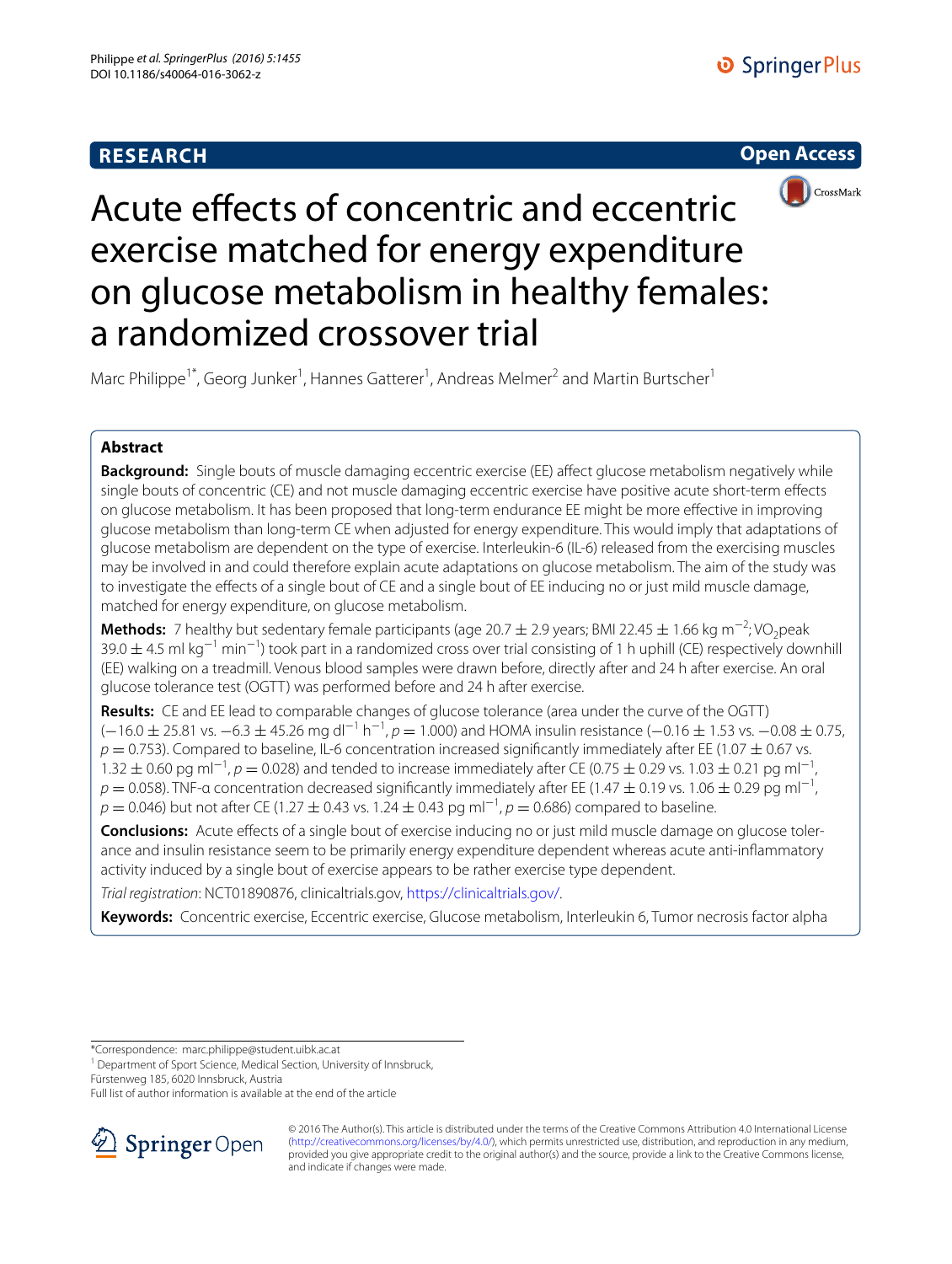RESEARCH

Open Access

# Acute effects of concentric and eccentric exercise matched for energy expenditure on glucose metabolism in healthy females: a randomized crossover trial

Marc Philippe[1*], Georg Junker[1], Hannes Gatterer[1], Andreas Melmer[2] and Martin Burtscher[1]

## Abstract

**Background:** Single bouts of muscle damaging eccentric exercise (EE) affect glucose metabolism negatively while single bouts of concentric (CE) and not muscle damaging eccentric exercise have positive acute short-term effects on glucose metabolism. It has been proposed that long-term endurance EE might be more effective in improving glucose metabolism than long-term CE when adjusted for energy expenditure. This would imply that adaptations of glucose metabolism are dependent on the type of exercise. Interleukin-6 (IL-6) released from the exercising muscles may be involved in and could therefore explain acute adaptations on glucose metabolism. The aim of the study was to investigate the effects of a single bout of CE and a single bout of EE inducing no or just mild muscle damage, matched for energy expenditure, on glucose metabolism.

**Methods:** 7 healthy but sedentary female participants (age 20.7 ± 2.9 years; BMI 22.45 ± 1.66 kg $m^{-2}$; $VO_2$peak 39.0 ± 4.5 ml $kg^{-1}$ $min^{-1}$) took part in a randomized cross over trial consisting of 1 h uphill (CE) respectively downhill (EE) walking on a treadmill. Venous blood samples were drawn before, directly after and 24 h after exercise. An oral glucose tolerance test (OGTT) was performed before and 24 h after exercise.

**Results:** CE and EE lead to comparable changes of glucose tolerance (area under the curve of the OGTT) (−16.0 ± 25.81 vs. −6.3 ± 45.26 mg $dl^{-1}$ $h^{-1}$, $p = 1.000$) and HOMA insulin resistance (−0.16 ± 1.53 vs. −0.08 ± 0.75, $p = 0.753$). Compared to baseline, IL-6 concentration increased significantly immediately after EE (1.07 ± 0.67 vs. 1.32 ± 0.60 pg $ml^{-1}$, $p = 0.028$) and tended to increase immediately after CE (0.75 ± 0.29 vs. 1.03 ± 0.21 pg $ml^{-1}$, $p = 0.058$). TNF-α concentration decreased significantly immediately after EE (1.47 ± 0.19 vs. 1.06 ± 0.29 pg $ml^{-1}$, $p = 0.046$) but not after CE (1.27 ± 0.43 vs. 1.24 ± 0.43 pg $ml^{-1}$, $p = 0.686$) compared to baseline.

**Conclusions:** Acute effects of a single bout of exercise inducing no or just mild muscle damage on glucose tolerance and insulin resistance seem to be primarily energy expenditure dependent whereas acute anti-inflammatory activity induced by a single bout of exercise appears to be rather exercise type dependent.

*Trial registration*: NCT01890876, clinicaltrials.gov, https://clinicaltrials.gov/.

**Keywords:** Concentric exercise, Eccentric exercise, Glucose metabolism, Interleukin 6, Tumor necrosis factor alpha

*Correspondence: marc.philippe@student.uibk.ac.at
[1] Department of Sport Science, Medical Section, University of Innsbruck, Fürstenweg 185, 6020 Innsbruck, Austria
Full list of author information is available at the end of the article

© 2016 The Author(s). This article is distributed under the terms of the Creative Commons Attribution 4.0 International License (http://creativecommons.org/licenses/by/4.0/), which permits unrestricted use, distribution, and reproduction in any medium, provided you give appropriate credit to the original author(s) and the source, provide a link to the Creative Commons license, and indicate if changes were made.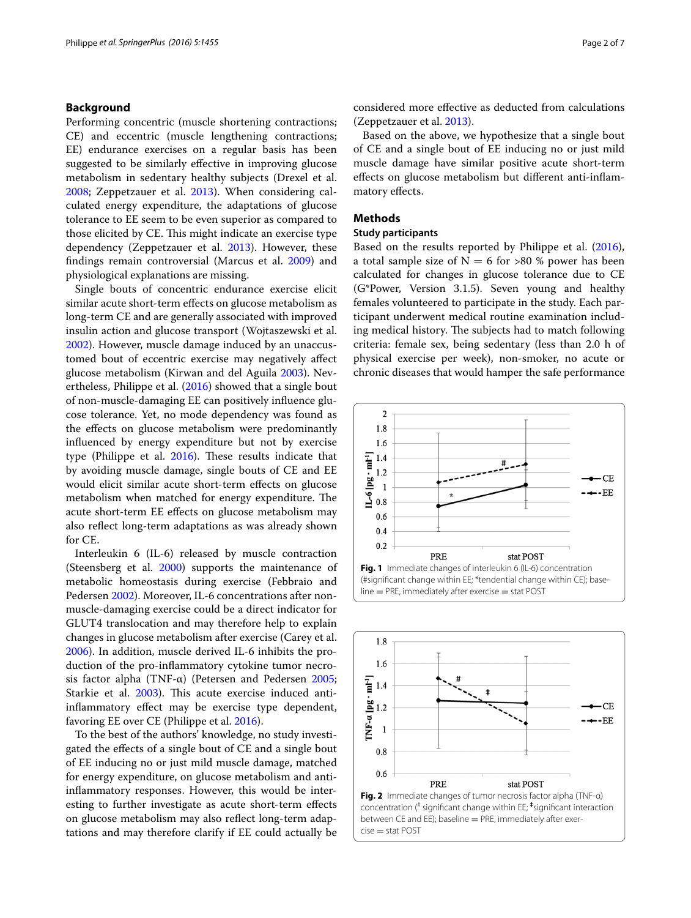## Background

Performing concentric (muscle shortening contractions; CE) and eccentric (muscle lengthening contractions; EE) endurance exercises on a regular basis has been suggested to be similarly effective in improving glucose metabolism in sedentary healthy subjects (Drexel et al. 2008; Zeppetzauer et al. 2013). When considering calculated energy expenditure, the adaptations of glucose tolerance to EE seem to be even superior as compared to those elicited by CE. This might indicate an exercise type dependency (Zeppetzauer et al. 2013). However, these findings remain controversial (Marcus et al. 2009) and physiological explanations are missing.

Single bouts of concentric endurance exercise elicit similar acute short-term effects on glucose metabolism as long-term CE and are generally associated with improved insulin action and glucose transport (Wojtaszewski et al. 2002). However, muscle damage induced by an unaccustomed bout of eccentric exercise may negatively affect glucose metabolism (Kirwan and del Aguila 2003). Nevertheless, Philippe et al. (2016) showed that a single bout of non-muscle-damaging EE can positively influence glucose tolerance. Yet, no mode dependency was found as the effects on glucose metabolism were predominantly influenced by energy expenditure but not by exercise type (Philippe et al. 2016). These results indicate that by avoiding muscle damage, single bouts of CE and EE would elicit similar acute short-term effects on glucose metabolism when matched for energy expenditure. The acute short-term EE effects on glucose metabolism may also reflect long-term adaptations as was already shown for CE.

Interleukin 6 (IL-6) released by muscle contraction (Steensberg et al. 2000) supports the maintenance of metabolic homeostasis during exercise (Febbraio and Pedersen 2002). Moreover, IL-6 concentrations after non-muscle-damaging exercise could be a direct indicator for GLUT4 translocation and may therefore help to explain changes in glucose metabolism after exercise (Carey et al. 2006). In addition, muscle derived IL-6 inhibits the production of the pro-inflammatory cytokine tumor necrosis factor alpha (TNF-α) (Petersen and Pedersen 2005; Starkie et al. 2003). This acute exercise induced anti-inflammatory effect may be exercise type dependent, favoring EE over CE (Philippe et al. 2016).

To the best of the authors' knowledge, no study investigated the effects of a single bout of CE and a single bout of EE inducing no or just mild muscle damage, matched for energy expenditure, on glucose metabolism and anti-inflammatory responses. However, this would be interesting to further investigate as acute short-term effects on glucose metabolism may also reflect long-term adaptations and may therefore clarify if EE could actually be considered more effective as deducted from calculations (Zeppetzauer et al. 2013).

Based on the above, we hypothesize that a single bout of CE and a single bout of EE inducing no or just mild muscle damage have similar positive acute short-term effects on glucose metabolism but different anti-inflammatory effects.

## Methods

### Study participants

Based on the results reported by Philippe et al. (2016), a total sample size of N = 6 for >80 % power has been calculated for changes in glucose tolerance due to CE (G*Power, Version 3.1.5). Seven young and healthy females volunteered to participate in the study. Each participant underwent medical routine examination including medical history. The subjects had to match following criteria: female sex, being sedentary (less than 2.0 h of physical exercise per week), non-smoker, no acute or chronic diseases that would hamper the safe performance

**Fig. 1** Immediate changes of interleukin 6 (IL-6) concentration (#significant change within EE; *tendential change within CE); baseline = PRE, immediately after exercise = stat POST

**Fig. 2** Immediate changes of tumor necrosis factor alpha (TNF-α) concentration (# significant change within EE; ‡significant interaction between CE and EE); baseline = PRE, immediately after exercise = stat POST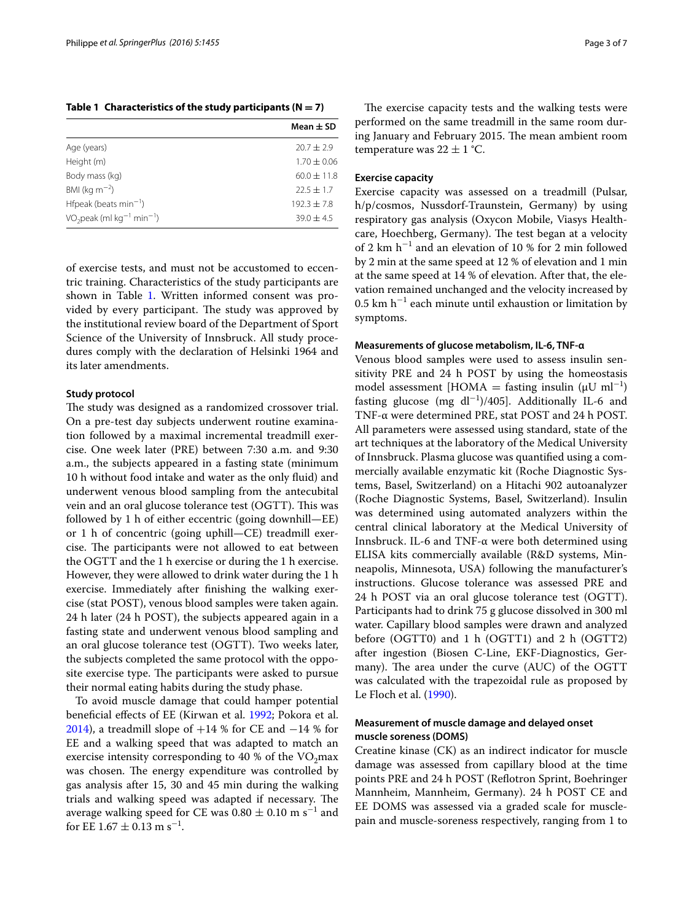**Table 1 Characteristics of the study participants (N = 7)**

| | Mean ± SD |
|---|---|
| Age (years) | 20.7 ± 2.9 |
| Height (m) | 1.70 ± 0.06 |
| Body mass (kg) | 60.0 ± 11.8 |
| BMI (kg $m^{-2}$) | 22.5 ± 1.7 |
| Hfpeak (beats $min^{-1}$) | 192.3 ± 7.8 |
| $VO_2$peak (ml $kg^{-1}$ $min^{-1}$) | 39.0 ± 4.5 |

of exercise tests, and must not be accustomed to eccentric training. Characteristics of the study participants are shown in Table 1. Written informed consent was provided by every participant. The study was approved by the institutional review board of the Department of Sport Science of the University of Innsbruck. All study procedures comply with the declaration of Helsinki 1964 and its later amendments.

#### Study protocol

The study was designed as a randomized crossover trial. On a pre-test day subjects underwent routine examination followed by a maximal incremental treadmill exercise. One week later (PRE) between 7:30 a.m. and 9:30 a.m., the subjects appeared in a fasting state (minimum 10 h without food intake and water as the only fluid) and underwent venous blood sampling from the antecubital vein and an oral glucose tolerance test (OGTT). This was followed by 1 h of either eccentric (going downhill—EE) or 1 h of concentric (going uphill—CE) treadmill exercise. The participants were not allowed to eat between the OGTT and the 1 h exercise or during the 1 h exercise. However, they were allowed to drink water during the 1 h exercise. Immediately after finishing the walking exercise (stat POST), venous blood samples were taken again. 24 h later (24 h POST), the subjects appeared again in a fasting state and underwent venous blood sampling and an oral glucose tolerance test (OGTT). Two weeks later, the subjects completed the same protocol with the opposite exercise type. The participants were asked to pursue their normal eating habits during the study phase.

To avoid muscle damage that could hamper potential beneficial effects of EE (Kirwan et al. 1992; Pokora et al. 2014), a treadmill slope of +14 % for CE and −14 % for EE and a walking speed that was adapted to match an exercise intensity corresponding to 40 % of the $VO_2$max was chosen. The energy expenditure was controlled by gas analysis after 15, 30 and 45 min during the walking trials and walking speed was adapted if necessary. The average walking speed for CE was 0.80 ± 0.10 m $s^{-1}$ and for EE 1.67 ± 0.13 m $s^{-1}$.

The exercise capacity tests and the walking tests were performed on the same treadmill in the same room during January and February 2015. The mean ambient room temperature was 22 ± 1 °C.

#### Exercise capacity

Exercise capacity was assessed on a treadmill (Pulsar, h/p/cosmos, Nussdorf-Traunstein, Germany) by using respiratory gas analysis (Oxycon Mobile, Viasys Healthcare, Hoechberg, Germany). The test began at a velocity of 2 km $h^{-1}$ and an elevation of 10 % for 2 min followed by 2 min at the same speed at 12 % of elevation and 1 min at the same speed at 14 % of elevation. After that, the elevation remained unchanged and the velocity increased by 0.5 km $h^{-1}$ each minute until exhaustion or limitation by symptoms.

#### Measurements of glucose metabolism, IL-6, TNF-α

Venous blood samples were used to assess insulin sensitivity PRE and 24 h POST by using the homeostasis model assessment [HOMA = fasting insulin (μU $ml^{-1}$) fasting glucose (mg $dl^{-1}$)/405]. Additionally IL-6 and TNF-α were determined PRE, stat POST and 24 h POST. All parameters were assessed using standard, state of the art techniques at the laboratory of the Medical University of Innsbruck. Plasma glucose was quantified using a commercially available enzymatic kit (Roche Diagnostic Systems, Basel, Switzerland) on a Hitachi 902 autoanalyzer (Roche Diagnostic Systems, Basel, Switzerland). Insulin was determined using automated analyzers within the central clinical laboratory at the Medical University of Innsbruck. IL-6 and TNF-α were both determined using ELISA kits commercially available (R&D systems, Minneapolis, Minnesota, USA) following the manufacturer's instructions. Glucose tolerance was assessed PRE and 24 h POST via an oral glucose tolerance test (OGTT). Participants had to drink 75 g glucose dissolved in 300 ml water. Capillary blood samples were drawn and analyzed before (OGTT0) and 1 h (OGTT1) and 2 h (OGTT2) after ingestion (Biosen C-Line, EKF-Diagnostics, Germany). The area under the curve (AUC) of the OGTT was calculated with the trapezoidal rule as proposed by Le Floch et al. (1990).

#### Measurement of muscle damage and delayed onset muscle soreness (DOMS)

Creatine kinase (CK) as an indirect indicator for muscle damage was assessed from capillary blood at the time points PRE and 24 h POST (Reflotron Sprint, Boehringer Mannheim, Mannheim, Germany). 24 h POST CE and EE DOMS was assessed via a graded scale for muscle-pain and muscle-soreness respectively, ranging from 1 to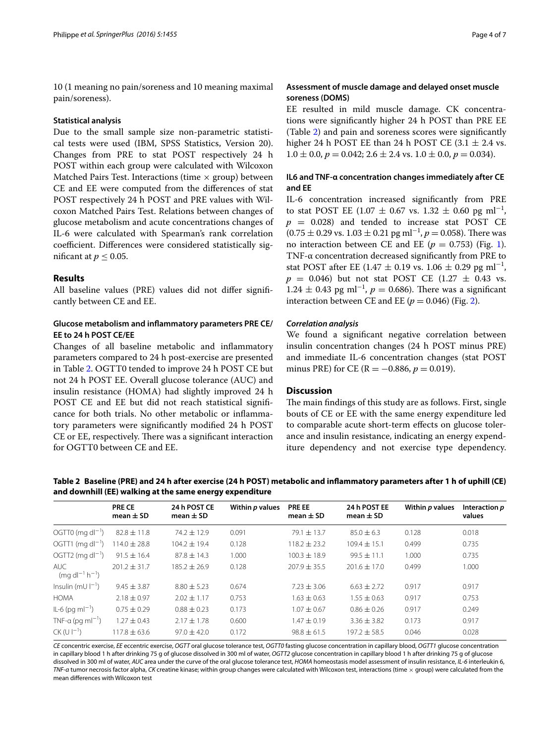10 (1 meaning no pain/soreness and 10 meaning maximal pain/soreness).

#### Statistical analysis

Due to the small sample size non-parametric statistical tests were used (IBM, SPSS Statistics, Version 20). Changes from PRE to stat POST respectively 24 h POST within each group were calculated with Wilcoxon Matched Pairs Test. Interactions (time × group) between CE and EE were computed from the differences of stat POST respectively 24 h POST and PRE values with Wilcoxon Matched Pairs Test. Relations between changes of glucose metabolism and acute concentrations changes of IL-6 were calculated with Spearman's rank correlation coefficient. Differences were considered statistically significant at $p \leq 0.05$.

## Results

All baseline values (PRE) values did not differ significantly between CE and EE.

#### Glucose metabolism and inflammatory parameters PRE CE/EE to 24 h POST CE/EE

Changes of all baseline metabolic and inflammatory parameters compared to 24 h post-exercise are presented in Table 2. OGTT0 tended to improve 24 h POST CE but not 24 h POST EE. Overall glucose tolerance (AUC) and insulin resistance (HOMA) had slightly improved 24 h POST CE and EE but did not reach statistical significance for both trials. No other metabolic or inflammatory parameters were significantly modified 24 h POST CE or EE, respectively. There was a significant interaction for OGTT0 between CE and EE.

#### Assessment of muscle damage and delayed onset muscle soreness (DOMS)

EE resulted in mild muscle damage. CK concentrations were significantly higher 24 h POST than PRE EE (Table 2) and pain and soreness scores were significantly higher 24 h POST EE than 24 h POST CE ($3.1 \pm 2.4$ vs. $1.0 \pm 0.0$, $p = 0.042$; $2.6 \pm 2.4$ vs. $1.0 \pm 0.0$, $p = 0.034$).

#### IL6 and TNF-α concentration changes immediately after CE and EE

IL-6 concentration increased significantly from PRE to stat POST EE ($1.07 \pm 0.67$ vs. $1.32 \pm 0.60$ pg $ml^{-1}$, $p = 0.028$) and tended to increase stat POST CE ($0.75 \pm 0.29$ vs. $1.03 \pm 0.21$ pg $ml^{-1}$, $p = 0.058$). There was no interaction between CE and EE ($p = 0.753$) (Fig. 1). TNF-α concentration decreased significantly from PRE to stat POST after EE ($1.47 \pm 0.19$ vs. $1.06 \pm 0.29$ pg $ml^{-1}$, $p = 0.046$) but not stat POST CE ($1.27 \pm 0.43$ vs. $1.24 \pm 0.43$ pg $ml^{-1}$, $p = 0.686$). There was a significant interaction between CE and EE ($p = 0.046$) (Fig. 2).

#### *Correlation analysis*

We found a significant negative correlation between insulin concentration changes (24 h POST minus PRE) and immediate IL-6 concentration changes (stat POST minus PRE) for CE ($R = -0.886$, $p = 0.019$).

## Discussion

The main findings of this study are as follows. First, single bouts of CE or EE with the same energy expenditure led to comparable acute short-term effects on glucose tolerance and insulin resistance, indicating an energy expenditure dependency and not exercise type dependency.

**Table 2 Baseline (PRE) and 24 h after exercise (24 h POST) metabolic and inflammatory parameters after 1 h of uphill (CE) and downhill (EE) walking at the same energy expenditure**

| | PRE CE mean ± SD | 24 h POST CE mean ± SD | Within *p* values | PRE EE mean ± SD | 24 h POST EE mean ± SD | Within *p* values | Interaction *p* values |
|---|---|---|---|---|---|---|---|
| OGTT0 (mg $dl^{-1}$) | 82.8 ± 11.8 | 74.2 ± 12.9 | 0.091 | 79.1 ± 13.7 | 85.0 ± 6.3 | 0.128 | 0.018 |
| OGTT1 (mg $dl^{-1}$) | 114.0 ± 28.8 | 104.2 ± 19.4 | 0.128 | 118.2 ± 23.2 | 109.4 ± 15.1 | 0.499 | 0.735 |
| OGTT2 (mg $dl^{-1}$) | 91.5 ± 16.4 | 87.8 ± 14.3 | 1.000 | 100.3 ± 18.9 | 99.5 ± 11.1 | 1.000 | 0.735 |
| AUC (mg $dl^{-1}$ $h^{-1}$) | 201.2 ± 31.7 | 185.2 ± 26.9 | 0.128 | 207.9 ± 35.5 | 201.6 ± 17.0 | 0.499 | 1.000 |
| Insulin (mU $l^{-1}$) | 9.45 ± 3.87 | 8.80 ± 5.23 | 0.674 | 7.23 ± 3.06 | 6.63 ± 2.72 | 0.917 | 0.917 |
| HOMA | 2.18 ± 0.97 | 2.02 ± 1.17 | 0.753 | 1.63 ± 0.63 | 1.55 ± 0.63 | 0.917 | 0.753 |
| IL-6 (pg $ml^{-1}$) | 0.75 ± 0.29 | 0.88 ± 0.23 | 0.173 | 1.07 ± 0.67 | 0.86 ± 0.26 | 0.917 | 0.249 |
| TNF-α (pg $ml^{-1}$) | 1.27 ± 0.43 | 2.17 ± 1.78 | 0.600 | 1.47 ± 0.19 | 3.36 ± 3.82 | 0.173 | 0.917 |
| CK (U $l^{-1}$) | 117.8 ± 63.6 | 97.0 ± 42.0 | 0.172 | 98.8 ± 61.5 | 197.2 ± 58.5 | 0.046 | 0.028 |

*CE* concentric exercise, *EE* eccentric exercise, *OGTT* oral glucose tolerance test, *OGTT0* fasting glucose concentration in capillary blood, *OGTT1* glucose concentration in capillary blood 1 h after drinking 75 g of glucose dissolved in 300 ml of water, *OGTT2* glucose concentration in capillary blood 1 h after drinking 75 g of glucose dissolved in 300 ml of water, *AUC* area under the curve of the oral glucose tolerance test, *HOMA* homeostasis model assessment of insulin resistance, *IL-6* interleukin 6, *TNF-α* tumor necrosis factor alpha, *CK* creatine kinase; within group changes were calculated with Wilcoxon test, interactions (time × group) were calculated from the mean differences with Wilcoxon test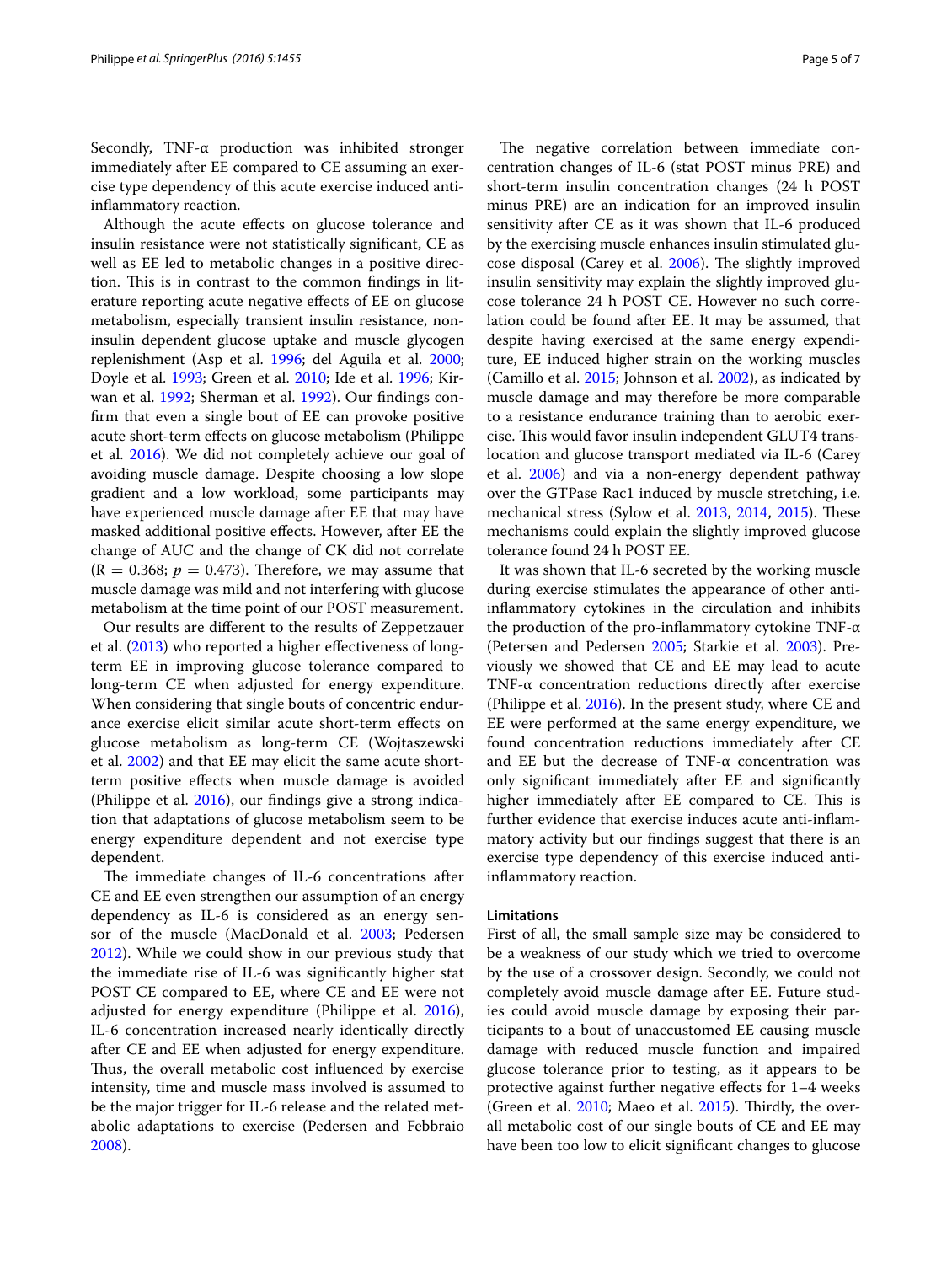Secondly, TNF-α production was inhibited stronger immediately after EE compared to CE assuming an exercise type dependency of this acute exercise induced anti-inflammatory reaction.

Although the acute effects on glucose tolerance and insulin resistance were not statistically significant, CE as well as EE led to metabolic changes in a positive direction. This is in contrast to the common findings in literature reporting acute negative effects of EE on glucose metabolism, especially transient insulin resistance, non-insulin dependent glucose uptake and muscle glycogen replenishment (Asp et al. 1996; del Aguila et al. 2000; Doyle et al. 1993; Green et al. 2010; Ide et al. 1996; Kirwan et al. 1992; Sherman et al. 1992). Our findings confirm that even a single bout of EE can provoke positive acute short-term effects on glucose metabolism (Philippe et al. 2016). We did not completely achieve our goal of avoiding muscle damage. Despite choosing a low slope gradient and a low workload, some participants may have experienced muscle damage after EE that may have masked additional positive effects. However, after EE the change of AUC and the change of CK did not correlate ($R = 0.368$; $p = 0.473$). Therefore, we may assume that muscle damage was mild and not interfering with glucose metabolism at the time point of our POST measurement.

Our results are different to the results of Zeppetzauer et al. (2013) who reported a higher effectiveness of long-term EE in improving glucose tolerance compared to long-term CE when adjusted for energy expenditure. When considering that single bouts of concentric endurance exercise elicit similar acute short-term effects on glucose metabolism as long-term CE (Wojtaszewski et al. 2002) and that EE may elicit the same acute short-term positive effects when muscle damage is avoided (Philippe et al. 2016), our findings give a strong indication that adaptations of glucose metabolism seem to be energy expenditure dependent and not exercise type dependent.

The immediate changes of IL-6 concentrations after CE and EE even strengthen our assumption of an energy dependency as IL-6 is considered as an energy sensor of the muscle (MacDonald et al. 2003; Pedersen 2012). While we could show in our previous study that the immediate rise of IL-6 was significantly higher stat POST CE compared to EE, where CE and EE were not adjusted for energy expenditure (Philippe et al. 2016), IL-6 concentration increased nearly identically directly after CE and EE when adjusted for energy expenditure. Thus, the overall metabolic cost influenced by exercise intensity, time and muscle mass involved is assumed to be the major trigger for IL-6 release and the related metabolic adaptations to exercise (Pedersen and Febbraio 2008).

The negative correlation between immediate concentration changes of IL-6 (stat POST minus PRE) and short-term insulin concentration changes (24 h POST minus PRE) are an indication for an improved insulin sensitivity after CE as it was shown that IL-6 produced by the exercising muscle enhances insulin stimulated glucose disposal (Carey et al. 2006). The slightly improved insulin sensitivity may explain the slightly improved glucose tolerance 24 h POST CE. However no such correlation could be found after EE. It may be assumed, that despite having exercised at the same energy expenditure, EE induced higher strain on the working muscles (Camillo et al. 2015; Johnson et al. 2002), as indicated by muscle damage and may therefore be more comparable to a resistance endurance training than to aerobic exercise. This would favor insulin independent GLUT4 translocation and glucose transport mediated via IL-6 (Carey et al. 2006) and via a non-energy dependent pathway over the GTPase Rac1 induced by muscle stretching, i.e. mechanical stress (Sylow et al. 2013, 2014, 2015). These mechanisms could explain the slightly improved glucose tolerance found 24 h POST EE.

It was shown that IL-6 secreted by the working muscle during exercise stimulates the appearance of other anti-inflammatory cytokines in the circulation and inhibits the production of the pro-inflammatory cytokine TNF-α (Petersen and Pedersen 2005; Starkie et al. 2003). Previously we showed that CE and EE may lead to acute TNF-α concentration reductions directly after exercise (Philippe et al. 2016). In the present study, where CE and EE were performed at the same energy expenditure, we found concentration reductions immediately after CE and EE but the decrease of TNF-α concentration was only significant immediately after EE and significantly higher immediately after EE compared to CE. This is further evidence that exercise induces acute anti-inflammatory activity but our findings suggest that there is an exercise type dependency of this exercise induced anti-inflammatory reaction.

#### Limitations

First of all, the small sample size may be considered to be a weakness of our study which we tried to overcome by the use of a crossover design. Secondly, we could not completely avoid muscle damage after EE. Future studies could avoid muscle damage by exposing their participants to a bout of unaccustomed EE causing muscle damage with reduced muscle function and impaired glucose tolerance prior to testing, as it appears to be protective against further negative effects for 1–4 weeks (Green et al. 2010; Maeo et al. 2015). Thirdly, the overall metabolic cost of our single bouts of CE and EE may have been too low to elicit significant changes to glucose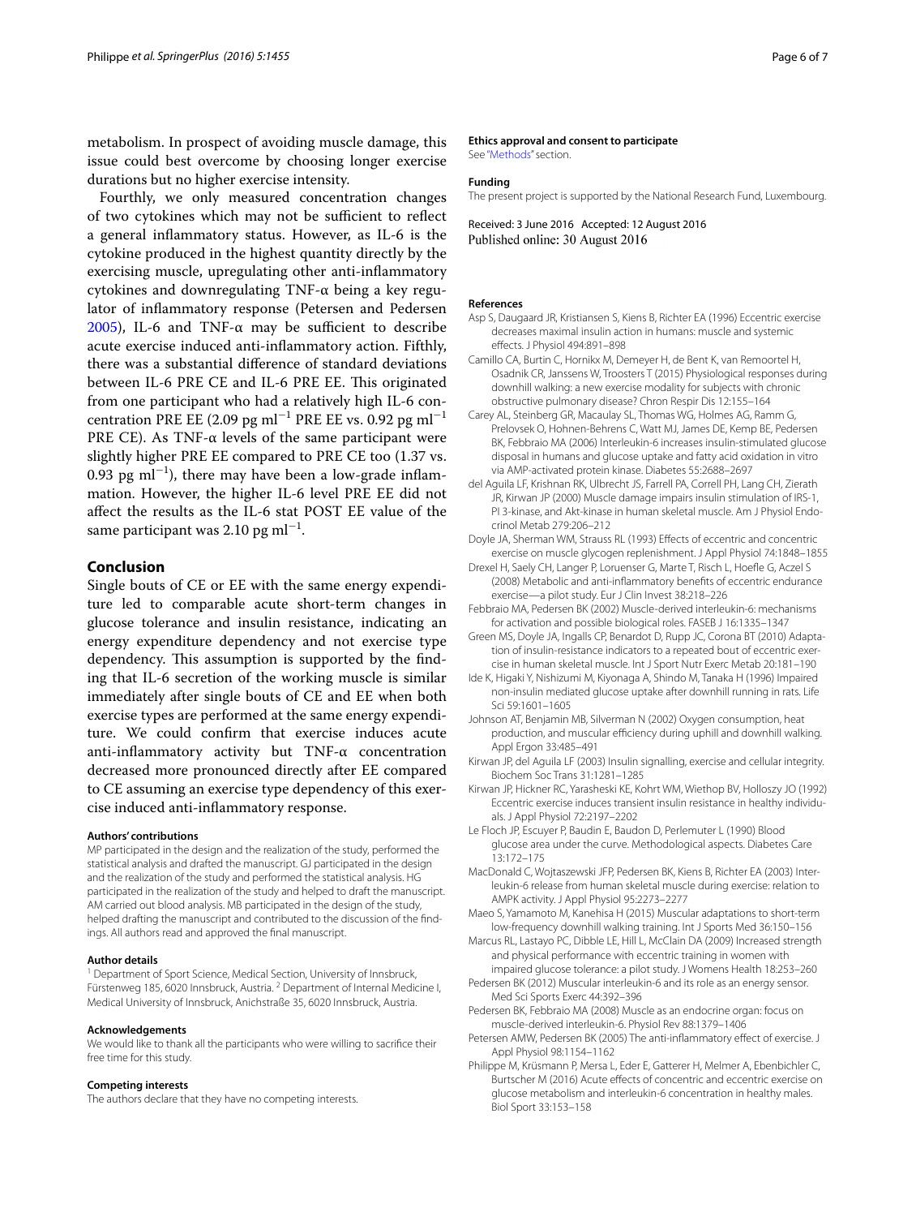metabolism. In prospect of avoiding muscle damage, this issue could best overcome by choosing longer exercise durations but no higher exercise intensity.

Fourthly, we only measured concentration changes of two cytokines which may not be sufficient to reflect a general inflammatory status. However, as IL-6 is the cytokine produced in the highest quantity directly by the exercising muscle, upregulating other anti-inflammatory cytokines and downregulating TNF-α being a key regulator of inflammatory response (Petersen and Pedersen 2005), IL-6 and TNF-α may be sufficient to describe acute exercise induced anti-inflammatory action. Fifthly, there was a substantial difference of standard deviations between IL-6 PRE CE and IL-6 PRE EE. This originated from one participant who had a relatively high IL-6 concentration PRE EE (2.09 pg $ml^{-1}$ PRE EE vs. 0.92 pg $ml^{-1}$ PRE CE). As TNF-α levels of the same participant were slightly higher PRE EE compared to PRE CE too (1.37 vs. 0.93 pg $ml^{-1}$), there may have been a low-grade inflammation. However, the higher IL-6 level PRE EE did not affect the results as the IL-6 stat POST EE value of the same participant was 2.10 pg $ml^{-1}$.

## Conclusion

Single bouts of CE or EE with the same energy expenditure led to comparable acute short-term changes in glucose tolerance and insulin resistance, indicating an energy expenditure dependency and not exercise type dependency. This assumption is supported by the finding that IL-6 secretion of the working muscle is similar immediately after single bouts of CE and EE when both exercise types are performed at the same energy expenditure. We could confirm that exercise induces acute anti-inflammatory activity but TNF-α concentration decreased more pronounced directly after EE compared to CE assuming an exercise type dependency of this exercise induced anti-inflammatory response.

#### Authors' contributions

MP participated in the design and the realization of the study, performed the statistical analysis and drafted the manuscript. GJ participated in the design and the realization of the study and performed the statistical analysis. HG participated in the realization of the study and helped to draft the manuscript. AM carried out blood analysis. MB participated in the design of the study, helped drafting the manuscript and contributed to the discussion of the findings. All authors read and approved the final manuscript.

#### Author details

[1] Department of Sport Science, Medical Section, University of Innsbruck, Fürstenweg 185, 6020 Innsbruck, Austria. [2] Department of Internal Medicine I, Medical University of Innsbruck, Anichstraße 35, 6020 Innsbruck, Austria.

#### Acknowledgements

We would like to thank all the participants who were willing to sacrifice their free time for this study.

#### Competing interests

The authors declare that they have no competing interests.

#### Ethics approval and consent to participate

See "Methods" section.

#### Funding

The present project is supported by the National Research Fund, Luxembourg.

Received: 3 June 2016 Accepted: 12 August 2016
Published online: 30 August 2016

#### References

- Asp S, Daugaard JR, Kristiansen S, Kiens B, Richter EA (1996) Eccentric exercise decreases maximal insulin action in humans: muscle and systemic effects. J Physiol 494:891–898
- Camillo CA, Burtin C, Hornikx M, Demeyer H, de Bent K, van Remoortel H, Osadnik CR, Janssens W, Troosters T (2015) Physiological responses during downhill walking: a new exercise modality for subjects with chronic obstructive pulmonary disease? Chron Respir Dis 12:155–164
- Carey AL, Steinberg GR, Macaulay SL, Thomas WG, Holmes AG, Ramm G, Prelovsek O, Hohnen-Behrens C, Watt MJ, James DE, Kemp BE, Pedersen BK, Febbraio MA (2006) Interleukin-6 increases insulin-stimulated glucose disposal in humans and glucose uptake and fatty acid oxidation in vitro via AMP-activated protein kinase. Diabetes 55:2688–2697
- del Aguila LF, Krishnan RK, Ulbrecht JS, Farrell PA, Correll PH, Lang CH, Zierath JR, Kirwan JP (2000) Muscle damage impairs insulin stimulation of IRS-1, PI 3-kinase, and Akt-kinase in human skeletal muscle. Am J Physiol Endocrinol Metab 279:206–212
- Doyle JA, Sherman WM, Strauss RL (1993) Effects of eccentric and concentric exercise on muscle glycogen replenishment. J Appl Physiol 74:1848–1855
- Drexel H, Saely CH, Langer P, Loruenser G, Marte T, Risch L, Hoefle G, Aczel S (2008) Metabolic and anti-inflammatory benefits of eccentric endurance exercise—a pilot study. Eur J Clin Invest 38:218–226
- Febbraio MA, Pedersen BK (2002) Muscle-derived interleukin-6: mechanisms for activation and possible biological roles. FASEB J 16:1335–1347
- Green MS, Doyle JA, Ingalls CP, Benardot D, Rupp JC, Corona BT (2010) Adaptation of insulin-resistance indicators to a repeated bout of eccentric exercise in human skeletal muscle. Int J Sport Nutr Exerc Metab 20:181–190
- Ide K, Higaki Y, Nishizumi M, Kiyonaga A, Shindo M, Tanaka H (1996) Impaired non-insulin mediated glucose uptake after downhill running in rats. Life Sci 59:1601–1605
- Johnson AT, Benjamin MB, Silverman N (2002) Oxygen consumption, heat production, and muscular efficiency during uphill and downhill walking. Appl Ergon 33:485–491
- Kirwan JP, del Aguila LF (2003) Insulin signalling, exercise and cellular integrity. Biochem Soc Trans 31:1281–1285
- Kirwan JP, Hickner RC, Yarasheski KE, Kohrt WM, Wiethop BV, Holloszy JO (1992) Eccentric exercise induces transient insulin resistance in healthy individuals. J Appl Physiol 72:2197–2202
- Le Floch JP, Escuyer P, Baudin E, Baudon D, Perlemuter L (1990) Blood glucose area under the curve. Methodological aspects. Diabetes Care 13:172–175
- MacDonald C, Wojtaszewski JFP, Pedersen BK, Kiens B, Richter EA (2003) Interleukin-6 release from human skeletal muscle during exercise: relation to AMPK activity. J Appl Physiol 95:2273–2277
- Maeo S, Yamamoto M, Kanehisa H (2015) Muscular adaptations to short-term low-frequency downhill walking training. Int J Sports Med 36:150–156
- Marcus RL, Lastayo PC, Dibble LE, Hill L, McClain DA (2009) Increased strength and physical performance with eccentric training in women with impaired glucose tolerance: a pilot study. J Womens Health 18:253–260
- Pedersen BK (2012) Muscular interleukin-6 and its role as an energy sensor. Med Sci Sports Exerc 44:392–396
- Pedersen BK, Febbraio MA (2008) Muscle as an endocrine organ: focus on muscle-derived interleukin-6. Physiol Rev 88:1379–1406
- Petersen AMW, Pedersen BK (2005) The anti-inflammatory effect of exercise. J Appl Physiol 98:1154–1162
- Philippe M, Krüsmann P, Mersa L, Eder E, Gatterer H, Melmer A, Ebenbichler C, Burtscher M (2016) Acute effects of concentric and eccentric exercise on glucose metabolism and interleukin-6 concentration in healthy males. Biol Sport 33:153–158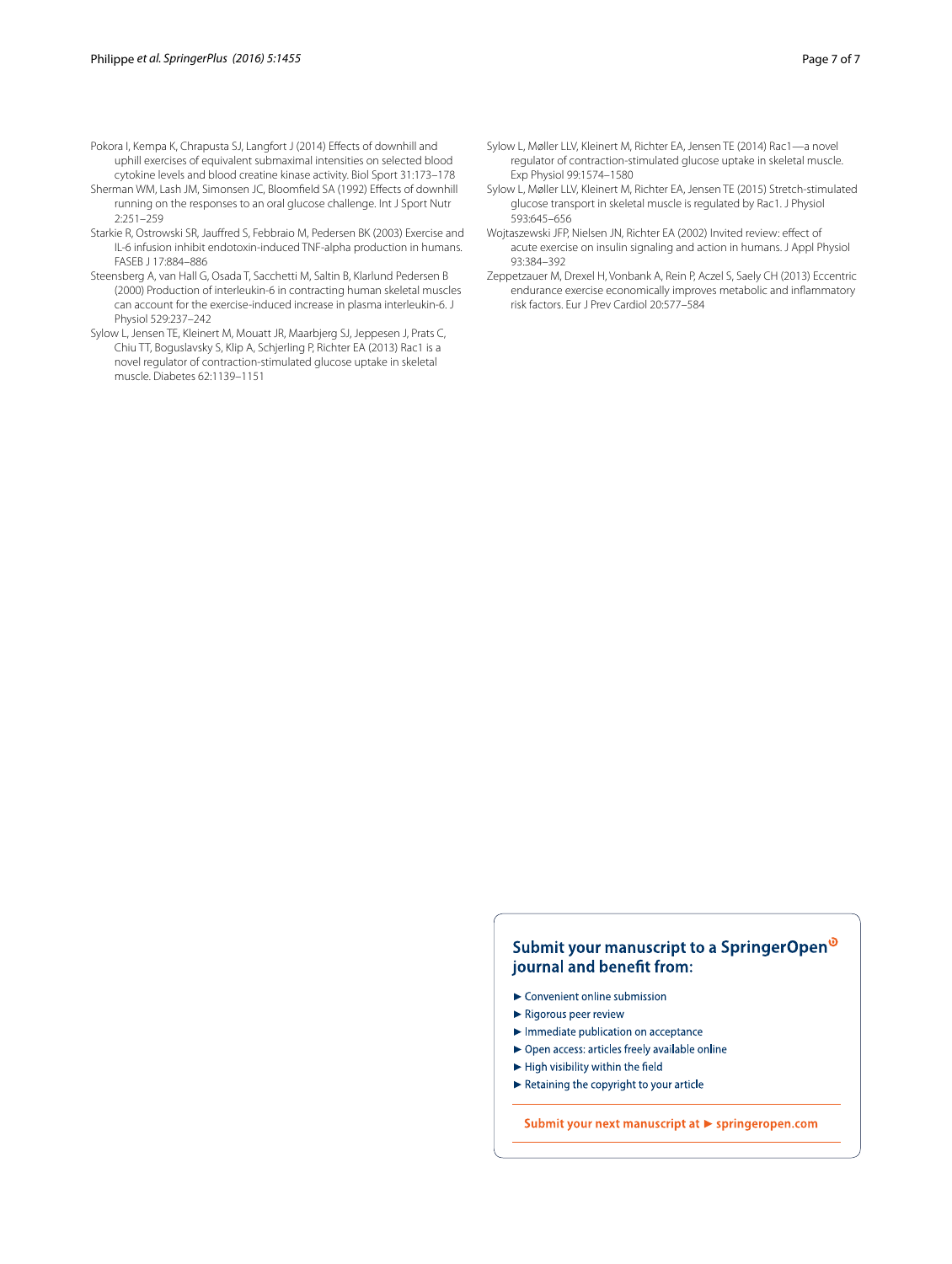Pokora I, Kempa K, Chrapusta SJ, Langfort J (2014) Effects of downhill and uphill exercises of equivalent submaximal intensities on selected blood cytokine levels and blood creatine kinase activity. Biol Sport 31:173–178

Sherman WM, Lash JM, Simonsen JC, Bloomfield SA (1992) Effects of downhill running on the responses to an oral glucose challenge. Int J Sport Nutr 2:251–259

Starkie R, Ostrowski SR, Jauffred S, Febbraio M, Pedersen BK (2003) Exercise and IL-6 infusion inhibit endotoxin-induced TNF-alpha production in humans. FASEB J 17:884–886

Steensberg A, van Hall G, Osada T, Sacchetti M, Saltin B, Klarlund Pedersen B (2000) Production of interleukin-6 in contracting human skeletal muscles can account for the exercise-induced increase in plasma interleukin-6. J Physiol 529:237–242

Sylow L, Jensen TE, Kleinert M, Mouatt JR, Maarbjerg SJ, Jeppesen J, Prats C, Chiu TT, Boguslavsky S, Klip A, Schjerling P, Richter EA (2013) Rac1 is a novel regulator of contraction-stimulated glucose uptake in skeletal muscle. Diabetes 62:1139–1151

Sylow L, Møller LLV, Kleinert M, Richter EA, Jensen TE (2014) Rac1—a novel regulator of contraction-stimulated glucose uptake in skeletal muscle. Exp Physiol 99:1574–1580

Sylow L, Møller LLV, Kleinert M, Richter EA, Jensen TE (2015) Stretch-stimulated glucose transport in skeletal muscle is regulated by Rac1. J Physiol 593:645–656

Wojtaszewski JFP, Nielsen JN, Richter EA (2002) Invited review: effect of acute exercise on insulin signaling and action in humans. J Appl Physiol 93:384–392

Zeppetzauer M, Drexel H, Vonbank A, Rein P, Aczel S, Saely CH (2013) Eccentric endurance exercise economically improves metabolic and inflammatory risk factors. Eur J Prev Cardiol 20:577–584

**Submit your manuscript to a SpringerOpen journal and benefit from:**

- ► Convenient online submission
- ► Rigorous peer review
- ► Immediate publication on acceptance
- ► Open access: articles freely available online
- ► High visibility within the field
- ► Retaining the copyright to your article

**Submit your next manuscript at ► springeropen.com**